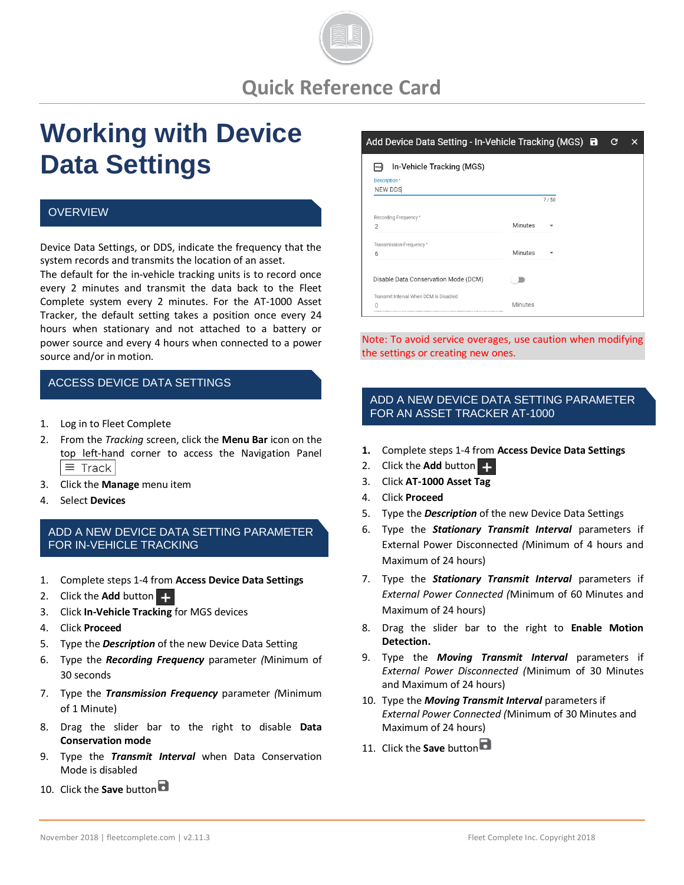Quick Reference Card

# Working with Device Data Settings

## OVERVIEW

Device Data Settings, or DDS, indicate the frequency that the system records and transmits the location of an asset.
The default for the in-vehicle tracking units is to record once every 2 minutes and transmit the data back to the Fleet Complete system every 2 minutes. For the AT-1000 Asset Tracker, the default setting takes a position once every 24 hours when stationary and not attached to a battery or power source and every 4 hours when connected to a power source and/or in motion.

## ACCESS DEVICE DATA SETTINGS

1. Log in to Fleet Complete
2. From the *Tracking* screen, click the **Menu Bar** icon on the top left-hand corner to access the Navigation Panel ≡ Track
3. Click the **Manage** menu item
4. Select **Devices**

## ADD A NEW DEVICE DATA SETTING PARAMETER FOR IN-VEHICLE TRACKING

1. Complete steps 1-4 from **Access Device Data Settings**
2. Click the **Add** button +
3. Click **In-Vehicle Tracking** for MGS devices
4. Click **Proceed**
5. Type the ***Description*** of the new Device Data Setting
6. Type the ***Recording Frequency*** parameter *(*Minimum of 30 seconds
7. Type the ***Transmission Frequency*** parameter *(*Minimum of 1 Minute)
8. Drag the slider bar to the right to disable **Data Conservation mode**
9. Type the ***Transmit Interval*** when Data Conservation Mode is disabled
10. Click the **Save** button

Add Device Data Setting - In-Vehicle Tracking (MGS)

In-Vehicle Tracking (MGS)

Description * NEW DDS 7 / 50

Recording Frequency * 2 Minutes

Transmission Frequency * 6 Minutes

Disable Data Conservation Mode (DCM)

Transmit Interval When DCM Is Disabled 0 Minutes

Note: To avoid service overages, use caution when modifying the settings or creating new ones.

## ADD A NEW DEVICE DATA SETTING PARAMETER FOR AN ASSET TRACKER AT-1000

1. Complete steps 1-4 from **Access Device Data Settings**
2. Click the **Add** button +
3. Click **AT-1000 Asset Tag**
4. Click **Proceed**
5. Type the ***Description*** of the new Device Data Settings
6. Type the ***Stationary Transmit Interval*** parameters if External Power Disconnected *(*Minimum of 4 hours and Maximum of 24 hours)
7. Type the ***Stationary Transmit Interval*** parameters if *External Power Connected (*Minimum of 60 Minutes and Maximum of 24 hours)
8. Drag the slider bar to the right to **Enable Motion Detection.**
9. Type the ***Moving Transmit Interval*** parameters if *External Power Disconnected (*Minimum of 30 Minutes and Maximum of 24 hours)
10. Type the ***Moving Transmit Interval*** parameters if *External Power Connected (*Minimum of 30 Minutes and Maximum of 24 hours)
11. Click the **Save** button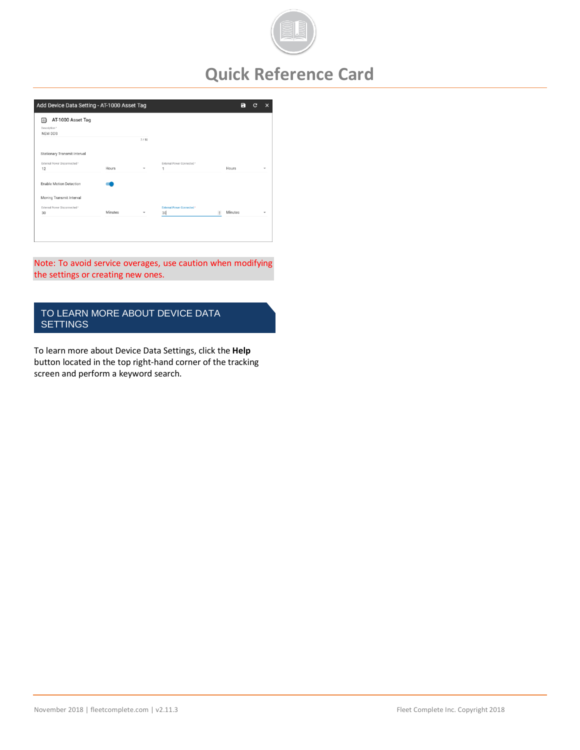Note: To avoid service overages, use caution when modifying the settings or creating new ones.

## TO LEARN MORE ABOUT DEVICE DATA SETTINGS

To learn more about Device Data Settings, click the **Help** button located in the top right-hand corner of the tracking screen and perform a keyword search.